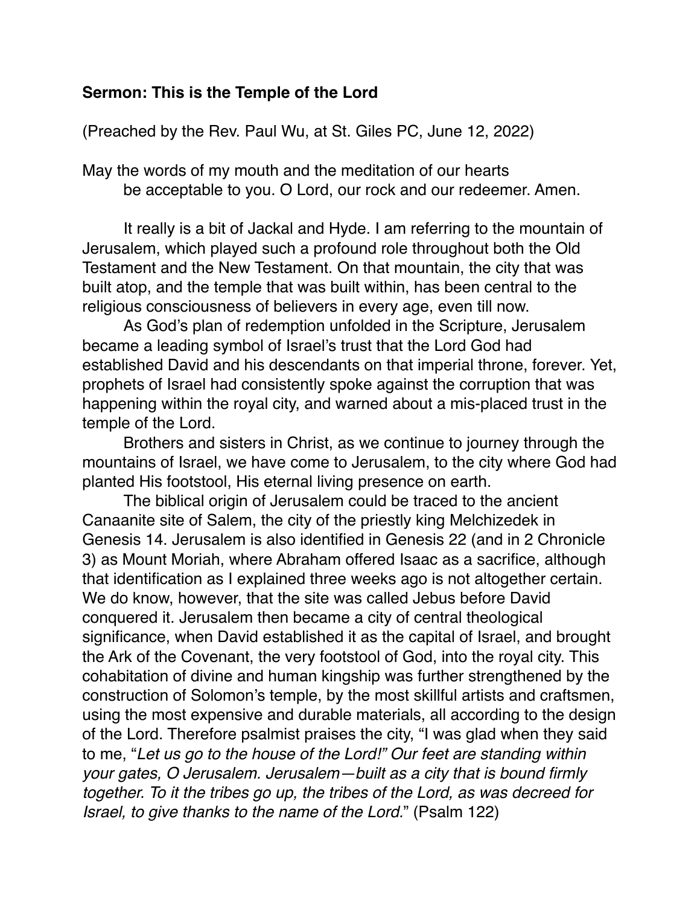**Sermon: This is the Temple of the Lord**

(Preached by the Rev. Paul Wu, at St. Giles PC, June 12, 2022)

May the words of my mouth and the meditation of our hearts
be acceptable to you. O Lord, our rock and our redeemer. Amen.

It really is a bit of Jackal and Hyde. I am referring to the mountain of Jerusalem, which played such a profound role throughout both the Old Testament and the New Testament. On that mountain, the city that was built atop, and the temple that was built within, has been central to the religious consciousness of believers in every age, even till now.

As God's plan of redemption unfolded in the Scripture, Jerusalem became a leading symbol of Israel's trust that the Lord God had established David and his descendants on that imperial throne, forever. Yet, prophets of Israel had consistently spoke against the corruption that was happening within the royal city, and warned about a mis-placed trust in the temple of the Lord.

Brothers and sisters in Christ, as we continue to journey through the mountains of Israel, we have come to Jerusalem, to the city where God had planted His footstool, His eternal living presence on earth.

The biblical origin of Jerusalem could be traced to the ancient Canaanite site of Salem, the city of the priestly king Melchizedek in Genesis 14. Jerusalem is also identified in Genesis 22 (and in 2 Chronicle 3) as Mount Moriah, where Abraham offered Isaac as a sacrifice, although that identification as I explained three weeks ago is not altogether certain. We do know, however, that the site was called Jebus before David conquered it. Jerusalem then became a city of central theological significance, when David established it as the capital of Israel, and brought the Ark of the Covenant, the very footstool of God, into the royal city. This cohabitation of divine and human kingship was further strengthened by the construction of Solomon's temple, by the most skillful artists and craftsmen, using the most expensive and durable materials, all according to the design of the Lord. Therefore psalmist praises the city, "I was glad when they said to me, "*Let us go to the house of the Lord!" Our feet are standing within your gates, O Jerusalem. Jerusalem—built as a city that is bound firmly together. To it the tribes go up, the tribes of the Lord, as was decreed for Israel, to give thanks to the name of the Lord.*" (Psalm 122)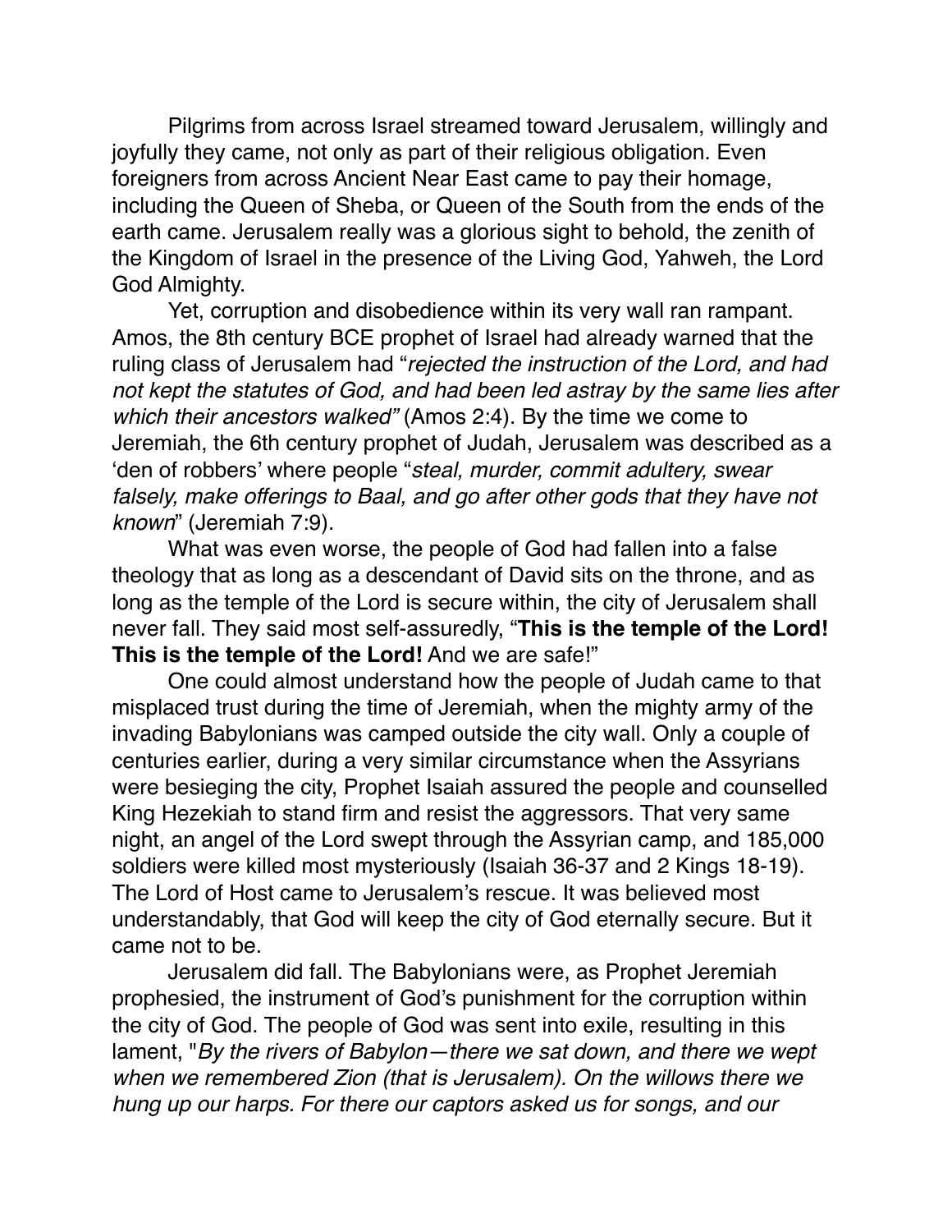Pilgrims from across Israel streamed toward Jerusalem, willingly and joyfully they came, not only as part of their religious obligation. Even foreigners from across Ancient Near East came to pay their homage, including the Queen of Sheba, or Queen of the South from the ends of the earth came. Jerusalem really was a glorious sight to behold, the zenith of the Kingdom of Israel in the presence of the Living God, Yahweh, the Lord God Almighty.

Yet, corruption and disobedience within its very wall ran rampant. Amos, the 8th century BCE prophet of Israel had already warned that the ruling class of Jerusalem had "*rejected the instruction of the Lord, and had not kept the statutes of God, and had been led astray by the same lies after which their ancestors walked"* (Amos 2:4). By the time we come to Jeremiah, the 6th century prophet of Judah, Jerusalem was described as a 'den of robbers' where people "*steal, murder, commit adultery, swear falsely, make offerings to Baal, and go after other gods that they have not known*" (Jeremiah 7:9).

What was even worse, the people of God had fallen into a false theology that as long as a descendant of David sits on the throne, and as long as the temple of the Lord is secure within, the city of Jerusalem shall never fall. They said most self-assuredly, "**This is the temple of the Lord! This is the temple of the Lord!** And we are safe!"

One could almost understand how the people of Judah came to that misplaced trust during the time of Jeremiah, when the mighty army of the invading Babylonians was camped outside the city wall. Only a couple of centuries earlier, during a very similar circumstance when the Assyrians were besieging the city, Prophet Isaiah assured the people and counselled King Hezekiah to stand firm and resist the aggressors. That very same night, an angel of the Lord swept through the Assyrian camp, and 185,000 soldiers were killed most mysteriously (Isaiah 36-37 and 2 Kings 18-19). The Lord of Host came to Jerusalem's rescue. It was believed most understandably, that God will keep the city of God eternally secure. But it came not to be.

Jerusalem did fall. The Babylonians were, as Prophet Jeremiah prophesied, the instrument of God's punishment for the corruption within the city of God. The people of God was sent into exile, resulting in this lament, "*By the rivers of Babylon—there we sat down, and there we wept when we remembered Zion (that is Jerusalem). On the willows there we hung up our harps. For there our captors asked us for songs, and our*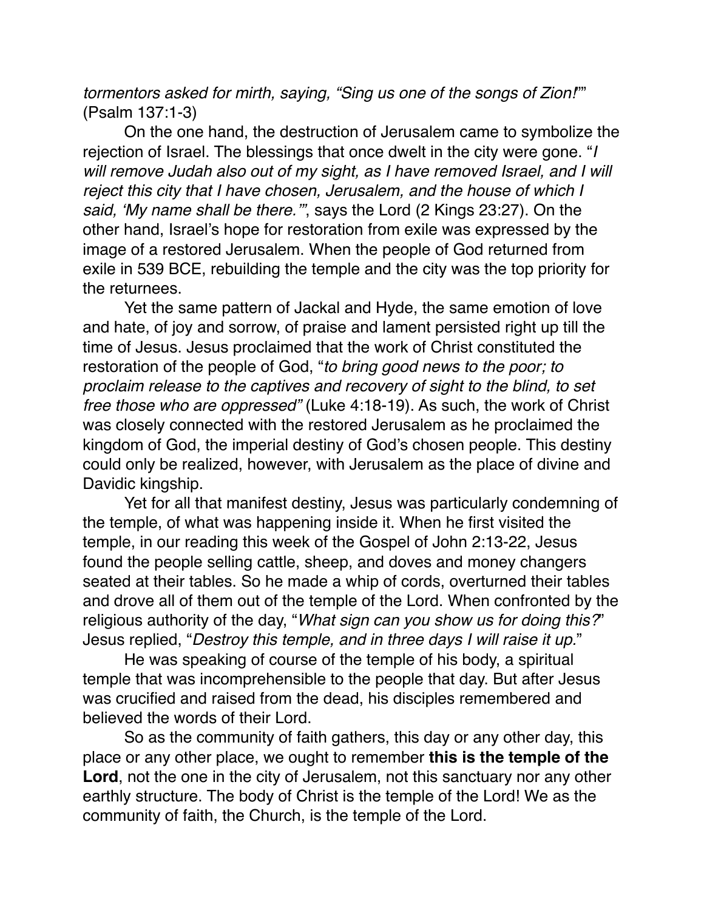*tormentors asked for mirth, saying, "Sing us one of the songs of Zion!"*" (Psalm 137:1-3)

On the one hand, the destruction of Jerusalem came to symbolize the rejection of Israel. The blessings that once dwelt in the city were gone. "*I will remove Judah also out of my sight, as I have removed Israel, and I will reject this city that I have chosen, Jerusalem, and the house of which I said, 'My name shall be there.'*", says the Lord (2 Kings 23:27). On the other hand, Israel's hope for restoration from exile was expressed by the image of a restored Jerusalem. When the people of God returned from exile in 539 BCE, rebuilding the temple and the city was the top priority for the returnees.

Yet the same pattern of Jackal and Hyde, the same emotion of love and hate, of joy and sorrow, of praise and lament persisted right up till the time of Jesus. Jesus proclaimed that the work of Christ constituted the restoration of the people of God, "*to bring good news to the poor; to proclaim release to the captives and recovery of sight to the blind, to set free those who are oppressed"* (Luke 4:18-19). As such, the work of Christ was closely connected with the restored Jerusalem as he proclaimed the kingdom of God, the imperial destiny of God's chosen people. This destiny could only be realized, however, with Jerusalem as the place of divine and Davidic kingship.

Yet for all that manifest destiny, Jesus was particularly condemning of the temple, of what was happening inside it. When he first visited the temple, in our reading this week of the Gospel of John 2:13-22, Jesus found the people selling cattle, sheep, and doves and money changers seated at their tables. So he made a whip of cords, overturned their tables and drove all of them out of the temple of the Lord. When confronted by the religious authority of the day, "*What sign can you show us for doing this?*" Jesus replied, "*Destroy this temple, and in three days I will raise it up.*"

He was speaking of course of the temple of his body, a spiritual temple that was incomprehensible to the people that day. But after Jesus was crucified and raised from the dead, his disciples remembered and believed the words of their Lord.

So as the community of faith gathers, this day or any other day, this place or any other place, we ought to remember **this is the temple of the Lord**, not the one in the city of Jerusalem, not this sanctuary nor any other earthly structure. The body of Christ is the temple of the Lord! We as the community of faith, the Church, is the temple of the Lord.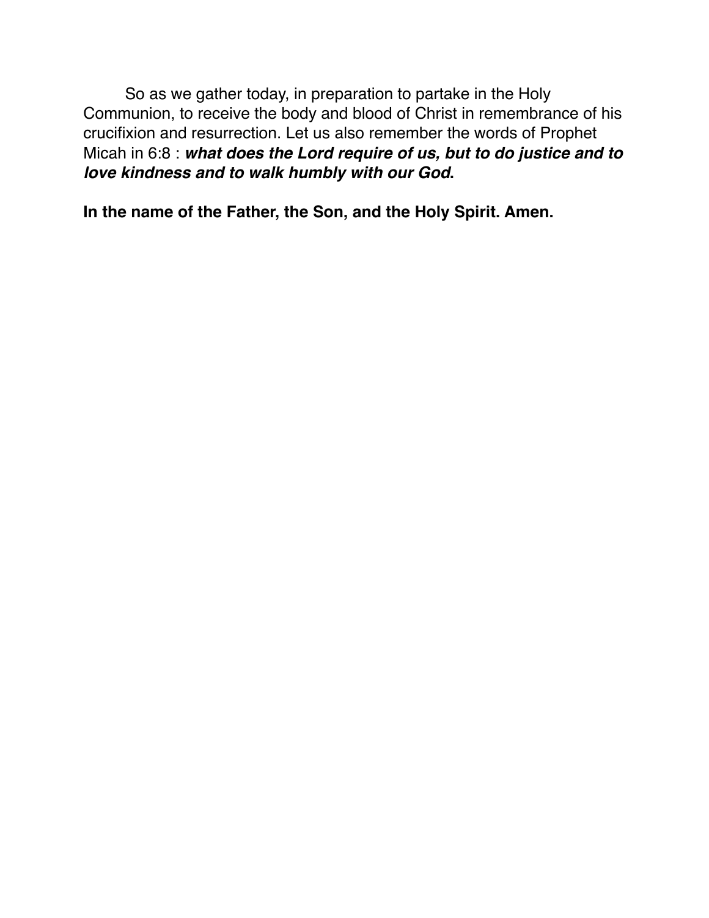So as we gather today, in preparation to partake in the Holy Communion, to receive the body and blood of Christ in remembrance of his crucifixion and resurrection. Let us also remember the words of Prophet Micah in 6:8 : ***what does the Lord require of us, but to do justice and to love kindness and to walk humbly with our God*.**

**In the name of the Father, the Son, and the Holy Spirit. Amen.**